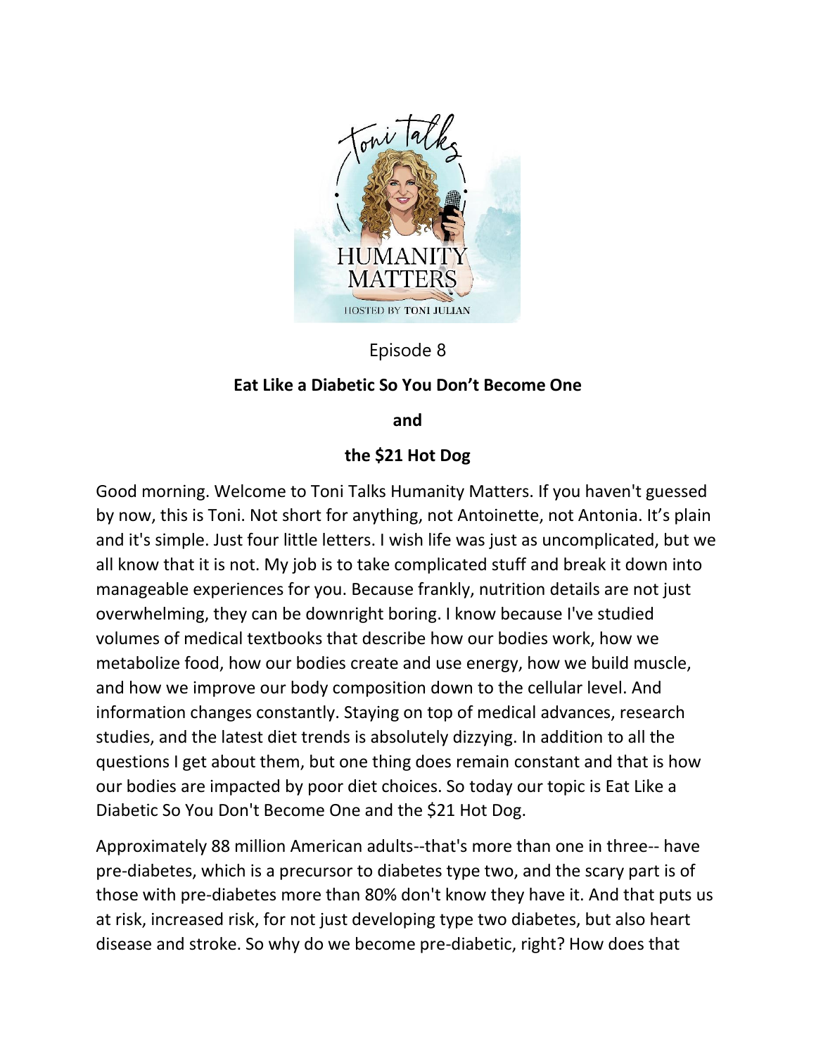Episode 8

# Eat Like a Diabetic So You Don't Become One

**and**

**the $21 Hot Dog**

Good morning. Welcome to Toni Talks Humanity Matters. If you haven't guessed by now, this is Toni. Not short for anything, not Antoinette, not Antonia. It's plain and it's simple. Just four little letters. I wish life was just as uncomplicated, but we all know that it is not. My job is to take complicated stuff and break it down into manageable experiences for you. Because frankly, nutrition details are not just overwhelming, they can be downright boring. I know because I've studied volumes of medical textbooks that describe how our bodies work, how we metabolize food, how our bodies create and use energy, how we build muscle, and how we improve our body composition down to the cellular level. And information changes constantly. Staying on top of medical advances, research studies, and the latest diet trends is absolutely dizzying. In addition to all the questions I get about them, but one thing does remain constant and that is how our bodies are impacted by poor diet choices. So today our topic is Eat Like a Diabetic So You Don't Become One and the $21 Hot Dog.

Approximately 88 million American adults--that's more than one in three-- have pre-diabetes, which is a precursor to diabetes type two, and the scary part is of those with pre-diabetes more than 80% don't know they have it. And that puts us at risk, increased risk, for not just developing type two diabetes, but also heart disease and stroke. So why do we become pre-diabetic, right? How does that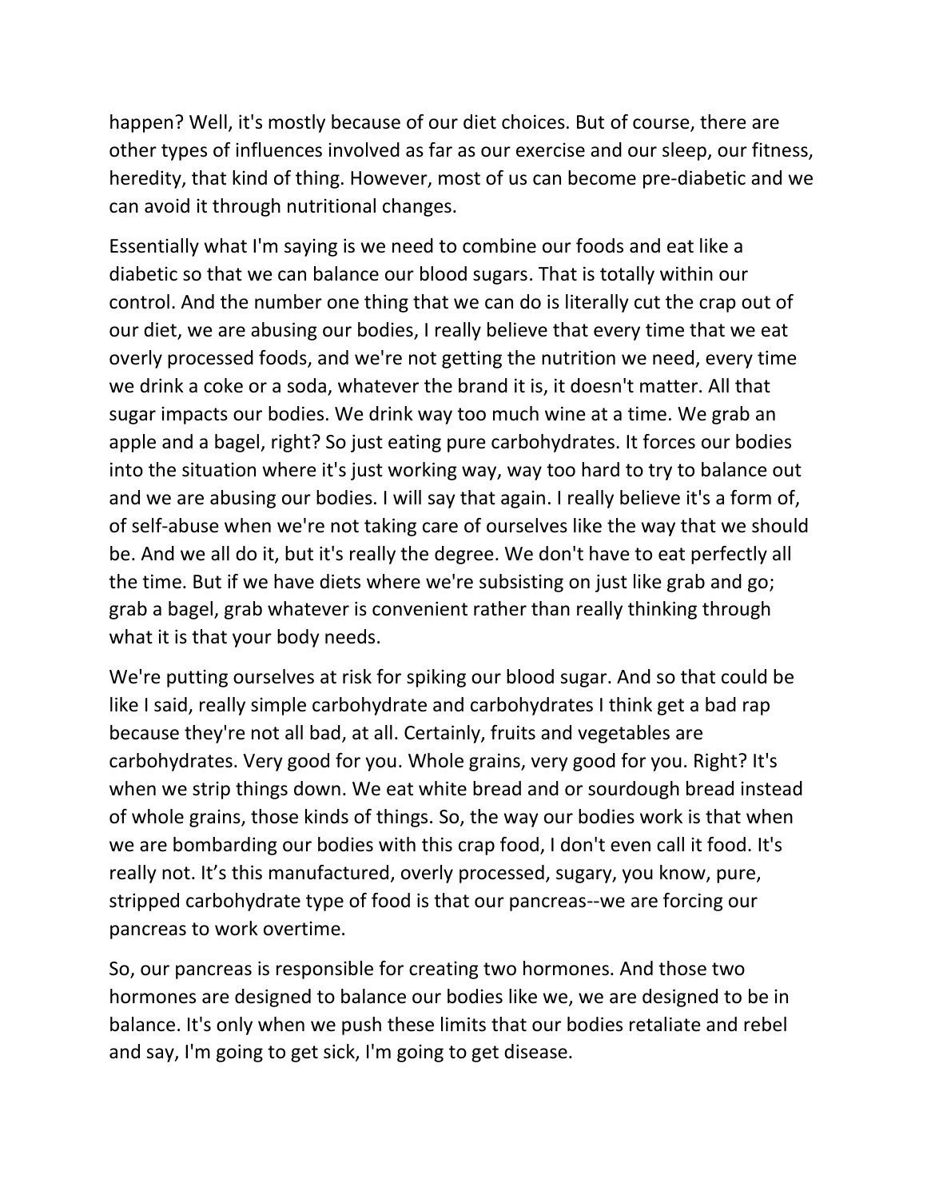happen? Well, it's mostly because of our diet choices. But of course, there are other types of influences involved as far as our exercise and our sleep, our fitness, heredity, that kind of thing. However, most of us can become pre-diabetic and we can avoid it through nutritional changes.

Essentially what I'm saying is we need to combine our foods and eat like a diabetic so that we can balance our blood sugars. That is totally within our control. And the number one thing that we can do is literally cut the crap out of our diet, we are abusing our bodies, I really believe that every time that we eat overly processed foods, and we're not getting the nutrition we need, every time we drink a coke or a soda, whatever the brand it is, it doesn't matter. All that sugar impacts our bodies. We drink way too much wine at a time. We grab an apple and a bagel, right? So just eating pure carbohydrates. It forces our bodies into the situation where it's just working way, way too hard to try to balance out and we are abusing our bodies. I will say that again. I really believe it's a form of, of self-abuse when we're not taking care of ourselves like the way that we should be. And we all do it, but it's really the degree. We don't have to eat perfectly all the time. But if we have diets where we're subsisting on just like grab and go; grab a bagel, grab whatever is convenient rather than really thinking through what it is that your body needs.

We're putting ourselves at risk for spiking our blood sugar. And so that could be like I said, really simple carbohydrate and carbohydrates I think get a bad rap because they're not all bad, at all. Certainly, fruits and vegetables are carbohydrates. Very good for you. Whole grains, very good for you. Right? It's when we strip things down. We eat white bread and or sourdough bread instead of whole grains, those kinds of things. So, the way our bodies work is that when we are bombarding our bodies with this crap food, I don't even call it food. It's really not. It's this manufactured, overly processed, sugary, you know, pure, stripped carbohydrate type of food is that our pancreas--we are forcing our pancreas to work overtime.

So, our pancreas is responsible for creating two hormones. And those two hormones are designed to balance our bodies like we, we are designed to be in balance. It's only when we push these limits that our bodies retaliate and rebel and say, I'm going to get sick, I'm going to get disease.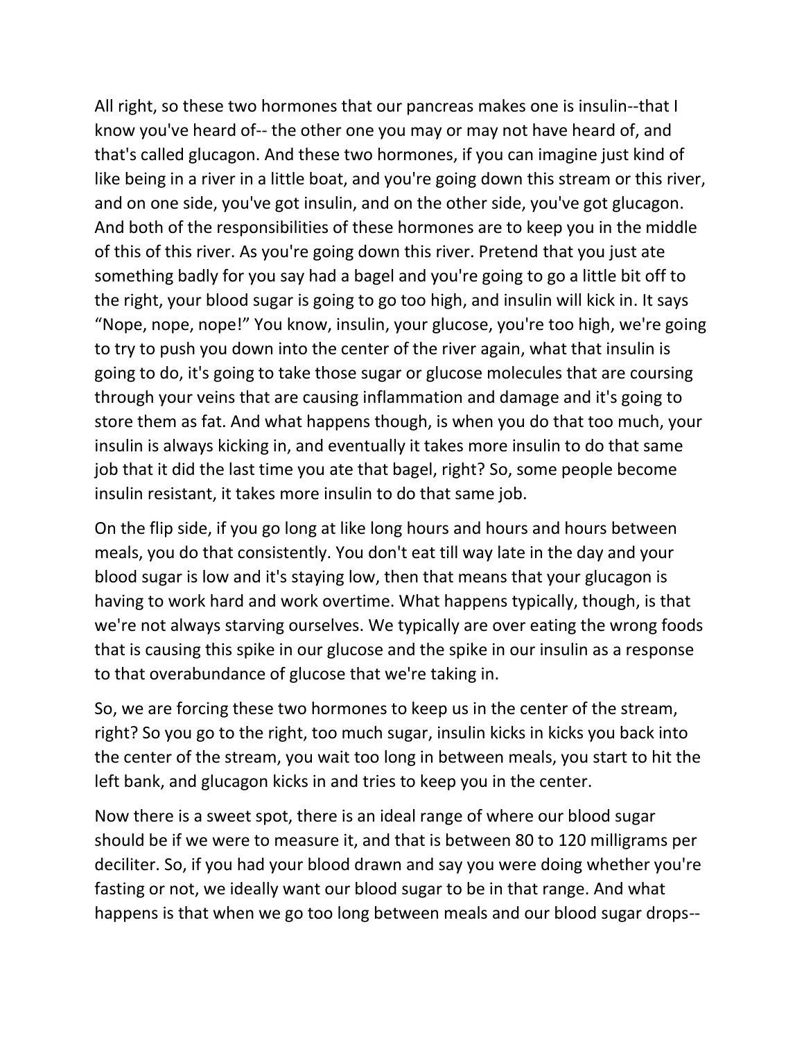All right, so these two hormones that our pancreas makes one is insulin--that I know you've heard of-- the other one you may or may not have heard of, and that's called glucagon. And these two hormones, if you can imagine just kind of like being in a river in a little boat, and you're going down this stream or this river, and on one side, you've got insulin, and on the other side, you've got glucagon. And both of the responsibilities of these hormones are to keep you in the middle of this of this river. As you're going down this river. Pretend that you just ate something badly for you say had a bagel and you're going to go a little bit off to the right, your blood sugar is going to go too high, and insulin will kick in. It says "Nope, nope, nope!" You know, insulin, your glucose, you're too high, we're going to try to push you down into the center of the river again, what that insulin is going to do, it's going to take those sugar or glucose molecules that are coursing through your veins that are causing inflammation and damage and it's going to store them as fat. And what happens though, is when you do that too much, your insulin is always kicking in, and eventually it takes more insulin to do that same job that it did the last time you ate that bagel, right? So, some people become insulin resistant, it takes more insulin to do that same job.

On the flip side, if you go long at like long hours and hours and hours between meals, you do that consistently. You don't eat till way late in the day and your blood sugar is low and it's staying low, then that means that your glucagon is having to work hard and work overtime. What happens typically, though, is that we're not always starving ourselves. We typically are over eating the wrong foods that is causing this spike in our glucose and the spike in our insulin as a response to that overabundance of glucose that we're taking in.

So, we are forcing these two hormones to keep us in the center of the stream, right? So you go to the right, too much sugar, insulin kicks in kicks you back into the center of the stream, you wait too long in between meals, you start to hit the left bank, and glucagon kicks in and tries to keep you in the center.

Now there is a sweet spot, there is an ideal range of where our blood sugar should be if we were to measure it, and that is between 80 to 120 milligrams per deciliter. So, if you had your blood drawn and say you were doing whether you're fasting or not, we ideally want our blood sugar to be in that range. And what happens is that when we go too long between meals and our blood sugar drops--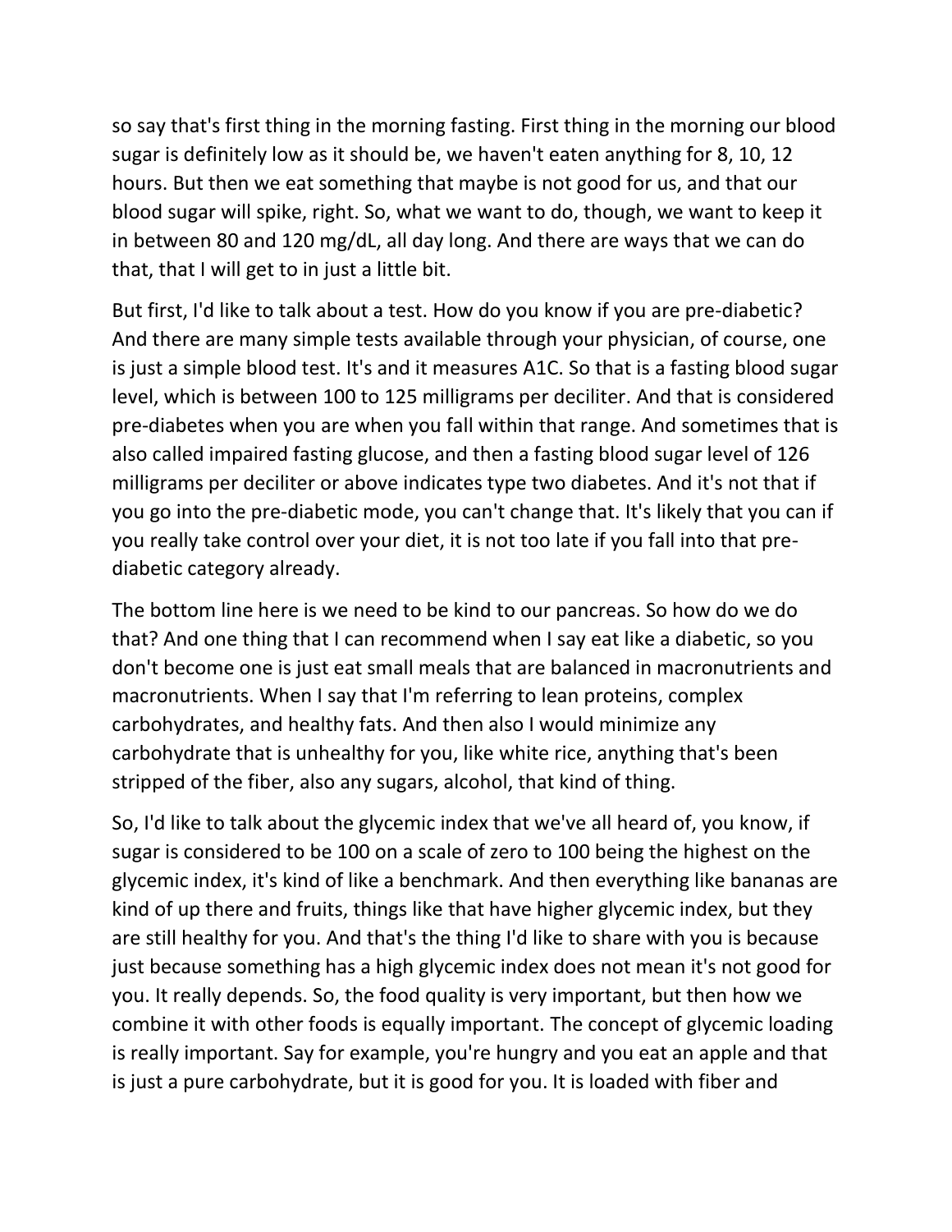so say that's first thing in the morning fasting. First thing in the morning our blood sugar is definitely low as it should be, we haven't eaten anything for 8, 10, 12 hours. But then we eat something that maybe is not good for us, and that our blood sugar will spike, right. So, what we want to do, though, we want to keep it in between 80 and 120 mg/dL, all day long. And there are ways that we can do that, that I will get to in just a little bit.

But first, I'd like to talk about a test. How do you know if you are pre-diabetic? And there are many simple tests available through your physician, of course, one is just a simple blood test. It's and it measures A1C. So that is a fasting blood sugar level, which is between 100 to 125 milligrams per deciliter. And that is considered pre-diabetes when you are when you fall within that range. And sometimes that is also called impaired fasting glucose, and then a fasting blood sugar level of 126 milligrams per deciliter or above indicates type two diabetes. And it's not that if you go into the pre-diabetic mode, you can't change that. It's likely that you can if you really take control over your diet, it is not too late if you fall into that pre-diabetic category already.

The bottom line here is we need to be kind to our pancreas. So how do we do that? And one thing that I can recommend when I say eat like a diabetic, so you don't become one is just eat small meals that are balanced in macronutrients and macronutrients. When I say that I'm referring to lean proteins, complex carbohydrates, and healthy fats. And then also I would minimize any carbohydrate that is unhealthy for you, like white rice, anything that's been stripped of the fiber, also any sugars, alcohol, that kind of thing.

So, I'd like to talk about the glycemic index that we've all heard of, you know, if sugar is considered to be 100 on a scale of zero to 100 being the highest on the glycemic index, it's kind of like a benchmark. And then everything like bananas are kind of up there and fruits, things like that have higher glycemic index, but they are still healthy for you. And that's the thing I'd like to share with you is because just because something has a high glycemic index does not mean it's not good for you. It really depends. So, the food quality is very important, but then how we combine it with other foods is equally important. The concept of glycemic loading is really important. Say for example, you're hungry and you eat an apple and that is just a pure carbohydrate, but it is good for you. It is loaded with fiber and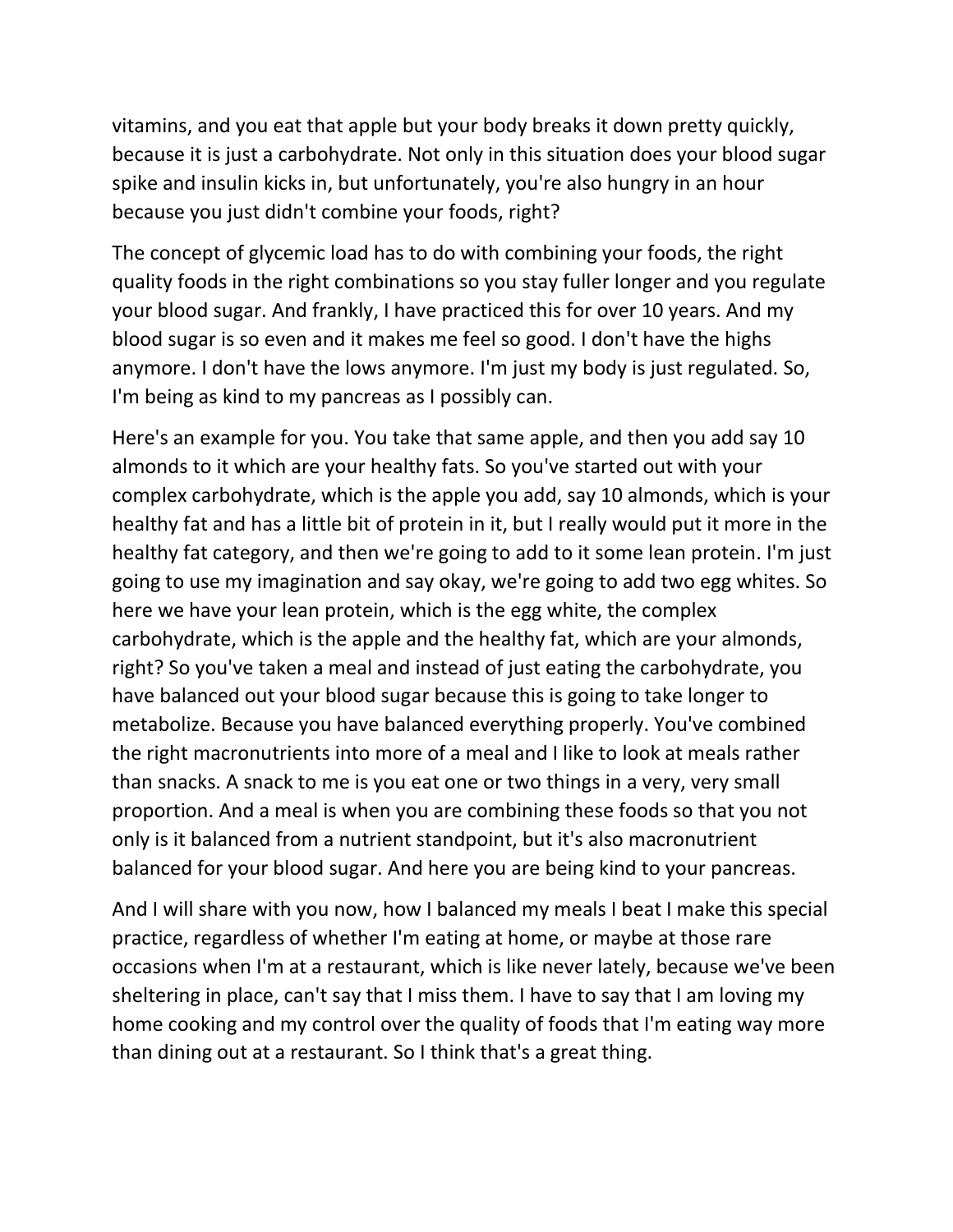vitamins, and you eat that apple but your body breaks it down pretty quickly, because it is just a carbohydrate. Not only in this situation does your blood sugar spike and insulin kicks in, but unfortunately, you're also hungry in an hour because you just didn't combine your foods, right?

The concept of glycemic load has to do with combining your foods, the right quality foods in the right combinations so you stay fuller longer and you regulate your blood sugar. And frankly, I have practiced this for over 10 years. And my blood sugar is so even and it makes me feel so good. I don't have the highs anymore. I don't have the lows anymore. I'm just my body is just regulated. So, I'm being as kind to my pancreas as I possibly can.

Here's an example for you. You take that same apple, and then you add say 10 almonds to it which are your healthy fats. So you've started out with your complex carbohydrate, which is the apple you add, say 10 almonds, which is your healthy fat and has a little bit of protein in it, but I really would put it more in the healthy fat category, and then we're going to add to it some lean protein. I'm just going to use my imagination and say okay, we're going to add two egg whites. So here we have your lean protein, which is the egg white, the complex carbohydrate, which is the apple and the healthy fat, which are your almonds, right? So you've taken a meal and instead of just eating the carbohydrate, you have balanced out your blood sugar because this is going to take longer to metabolize. Because you have balanced everything properly. You've combined the right macronutrients into more of a meal and I like to look at meals rather than snacks. A snack to me is you eat one or two things in a very, very small proportion. And a meal is when you are combining these foods so that you not only is it balanced from a nutrient standpoint, but it's also macronutrient balanced for your blood sugar. And here you are being kind to your pancreas.

And I will share with you now, how I balanced my meals I beat I make this special practice, regardless of whether I'm eating at home, or maybe at those rare occasions when I'm at a restaurant, which is like never lately, because we've been sheltering in place, can't say that I miss them. I have to say that I am loving my home cooking and my control over the quality of foods that I'm eating way more than dining out at a restaurant. So I think that's a great thing.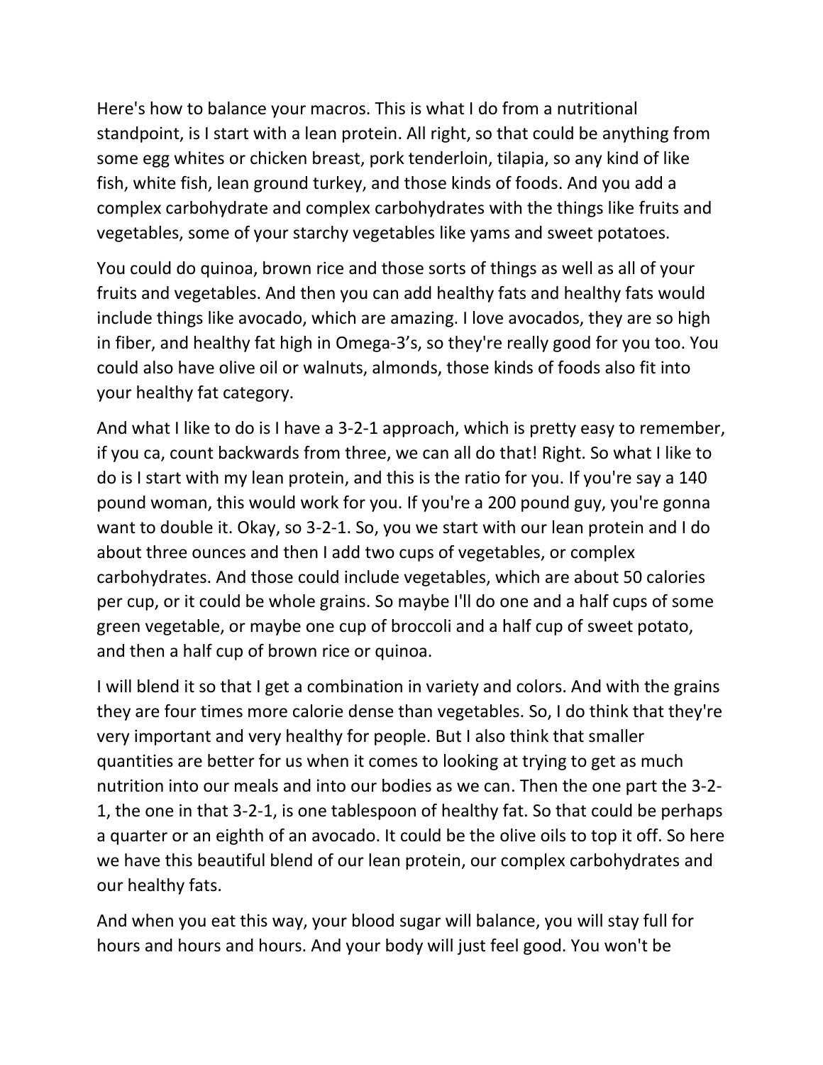Here's how to balance your macros. This is what I do from a nutritional standpoint, is I start with a lean protein. All right, so that could be anything from some egg whites or chicken breast, pork tenderloin, tilapia, so any kind of like fish, white fish, lean ground turkey, and those kinds of foods. And you add a complex carbohydrate and complex carbohydrates with the things like fruits and vegetables, some of your starchy vegetables like yams and sweet potatoes.

You could do quinoa, brown rice and those sorts of things as well as all of your fruits and vegetables. And then you can add healthy fats and healthy fats would include things like avocado, which are amazing. I love avocados, they are so high in fiber, and healthy fat high in Omega-3's, so they're really good for you too. You could also have olive oil or walnuts, almonds, those kinds of foods also fit into your healthy fat category.

And what I like to do is I have a 3-2-1 approach, which is pretty easy to remember, if you ca, count backwards from three, we can all do that! Right. So what I like to do is I start with my lean protein, and this is the ratio for you. If you're say a 140 pound woman, this would work for you. If you're a 200 pound guy, you're gonna want to double it. Okay, so 3-2-1. So, you we start with our lean protein and I do about three ounces and then I add two cups of vegetables, or complex carbohydrates. And those could include vegetables, which are about 50 calories per cup, or it could be whole grains. So maybe I'll do one and a half cups of some green vegetable, or maybe one cup of broccoli and a half cup of sweet potato, and then a half cup of brown rice or quinoa.

I will blend it so that I get a combination in variety and colors. And with the grains they are four times more calorie dense than vegetables. So, I do think that they're very important and very healthy for people. But I also think that smaller quantities are better for us when it comes to looking at trying to get as much nutrition into our meals and into our bodies as we can. Then the one part the 3-2-1, the one in that 3-2-1, is one tablespoon of healthy fat. So that could be perhaps a quarter or an eighth of an avocado. It could be the olive oils to top it off. So here we have this beautiful blend of our lean protein, our complex carbohydrates and our healthy fats.

And when you eat this way, your blood sugar will balance, you will stay full for hours and hours and hours. And your body will just feel good. You won't be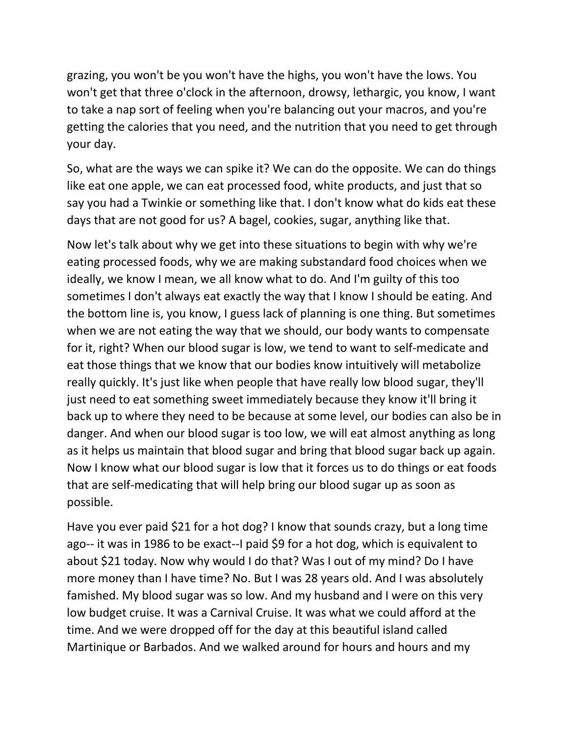grazing, you won't be you won't have the highs, you won't have the lows. You won't get that three o'clock in the afternoon, drowsy, lethargic, you know, I want to take a nap sort of feeling when you're balancing out your macros, and you're getting the calories that you need, and the nutrition that you need to get through your day.

So, what are the ways we can spike it? We can do the opposite. We can do things like eat one apple, we can eat processed food, white products, and just that so say you had a Twinkie or something like that. I don't know what do kids eat these days that are not good for us? A bagel, cookies, sugar, anything like that.

Now let's talk about why we get into these situations to begin with why we're eating processed foods, why we are making substandard food choices when we ideally, we know I mean, we all know what to do. And I'm guilty of this too sometimes I don't always eat exactly the way that I know I should be eating. And the bottom line is, you know, I guess lack of planning is one thing. But sometimes when we are not eating the way that we should, our body wants to compensate for it, right? When our blood sugar is low, we tend to want to self-medicate and eat those things that we know that our bodies know intuitively will metabolize really quickly. It's just like when people that have really low blood sugar, they'll just need to eat something sweet immediately because they know it'll bring it back up to where they need to be because at some level, our bodies can also be in danger. And when our blood sugar is too low, we will eat almost anything as long as it helps us maintain that blood sugar and bring that blood sugar back up again. Now I know what our blood sugar is low that it forces us to do things or eat foods that are self-medicating that will help bring our blood sugar up as soon as possible.

Have you ever paid $21 for a hot dog? I know that sounds crazy, but a long time ago-- it was in 1986 to be exact--I paid $9 for a hot dog, which is equivalent to about $21 today. Now why would I do that? Was I out of my mind? Do I have more money than I have time? No. But I was 28 years old. And I was absolutely famished. My blood sugar was so low. And my husband and I were on this very low budget cruise. It was a Carnival Cruise. It was what we could afford at the time. And we were dropped off for the day at this beautiful island called Martinique or Barbados. And we walked around for hours and hours and my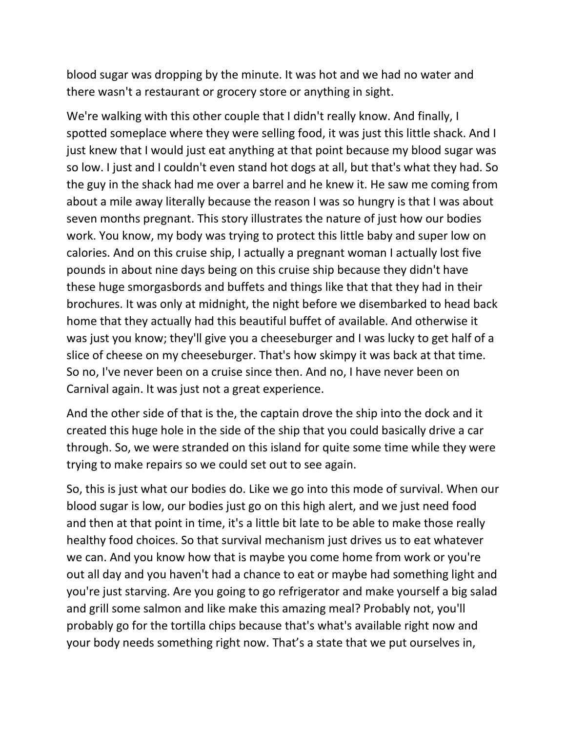blood sugar was dropping by the minute. It was hot and we had no water and there wasn't a restaurant or grocery store or anything in sight.

We're walking with this other couple that I didn't really know. And finally, I spotted someplace where they were selling food, it was just this little shack. And I just knew that I would just eat anything at that point because my blood sugar was so low. I just and I couldn't even stand hot dogs at all, but that's what they had. So the guy in the shack had me over a barrel and he knew it. He saw me coming from about a mile away literally because the reason I was so hungry is that I was about seven months pregnant. This story illustrates the nature of just how our bodies work. You know, my body was trying to protect this little baby and super low on calories. And on this cruise ship, I actually a pregnant woman I actually lost five pounds in about nine days being on this cruise ship because they didn't have these huge smorgasbords and buffets and things like that that they had in their brochures. It was only at midnight, the night before we disembarked to head back home that they actually had this beautiful buffet of available. And otherwise it was just you know; they'll give you a cheeseburger and I was lucky to get half of a slice of cheese on my cheeseburger. That's how skimpy it was back at that time. So no, I've never been on a cruise since then. And no, I have never been on Carnival again. It was just not a great experience.

And the other side of that is the, the captain drove the ship into the dock and it created this huge hole in the side of the ship that you could basically drive a car through. So, we were stranded on this island for quite some time while they were trying to make repairs so we could set out to see again.

So, this is just what our bodies do. Like we go into this mode of survival. When our blood sugar is low, our bodies just go on this high alert, and we just need food and then at that point in time, it's a little bit late to be able to make those really healthy food choices. So that survival mechanism just drives us to eat whatever we can. And you know how that is maybe you come home from work or you're out all day and you haven't had a chance to eat or maybe had something light and you're just starving. Are you going to go refrigerator and make yourself a big salad and grill some salmon and like make this amazing meal? Probably not, you'll probably go for the tortilla chips because that's what's available right now and your body needs something right now. That's a state that we put ourselves in,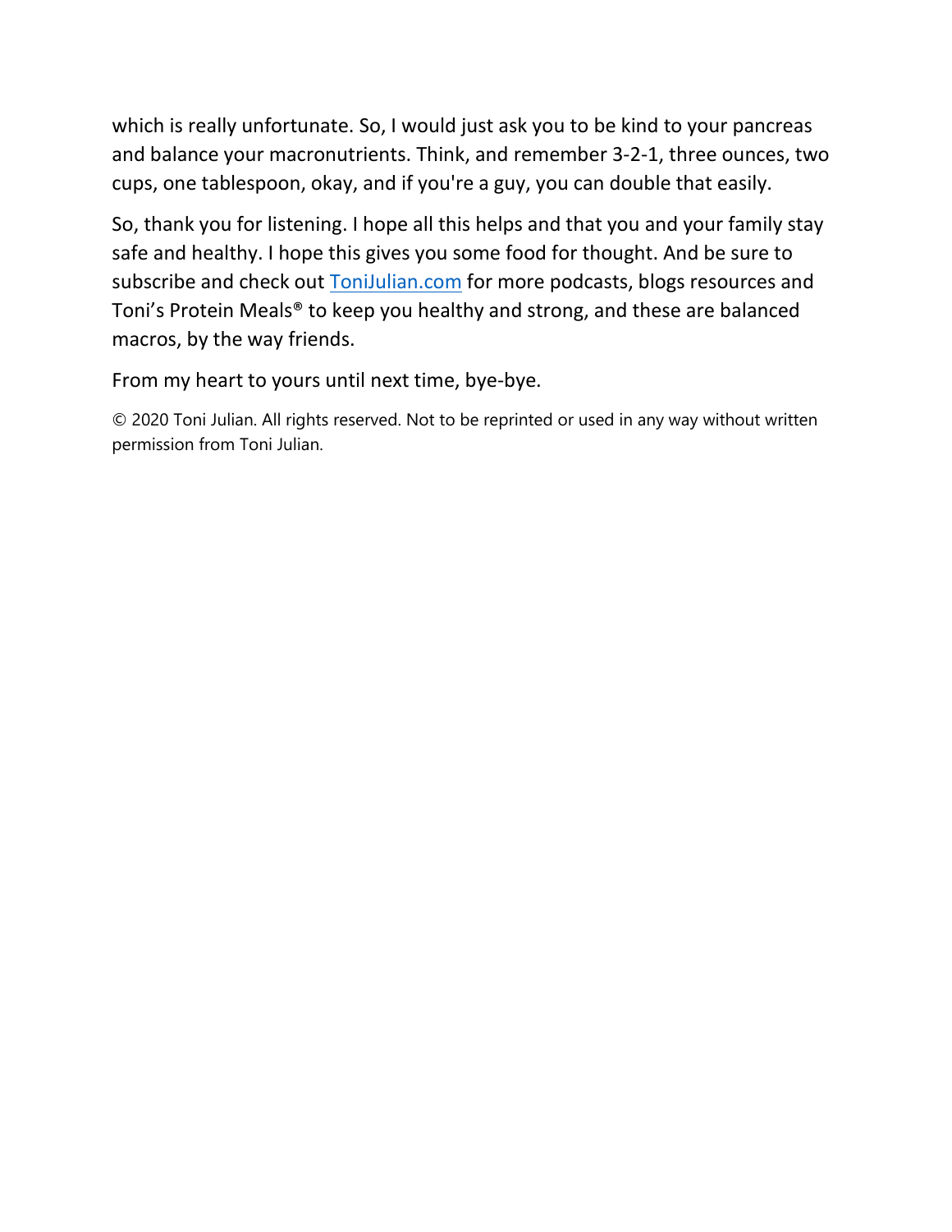which is really unfortunate. So, I would just ask you to be kind to your pancreas and balance your macronutrients. Think, and remember 3-2-1, three ounces, two cups, one tablespoon, okay, and if you're a guy, you can double that easily.

So, thank you for listening. I hope all this helps and that you and your family stay safe and healthy. I hope this gives you some food for thought. And be sure to subscribe and check out [ToniJulian.com](ToniJulian.com) for more podcasts, blogs resources and Toni's Protein Meals® to keep you healthy and strong, and these are balanced macros, by the way friends.

From my heart to yours until next time, bye-bye.

© 2020 Toni Julian. All rights reserved. Not to be reprinted or used in any way without written permission from Toni Julian.